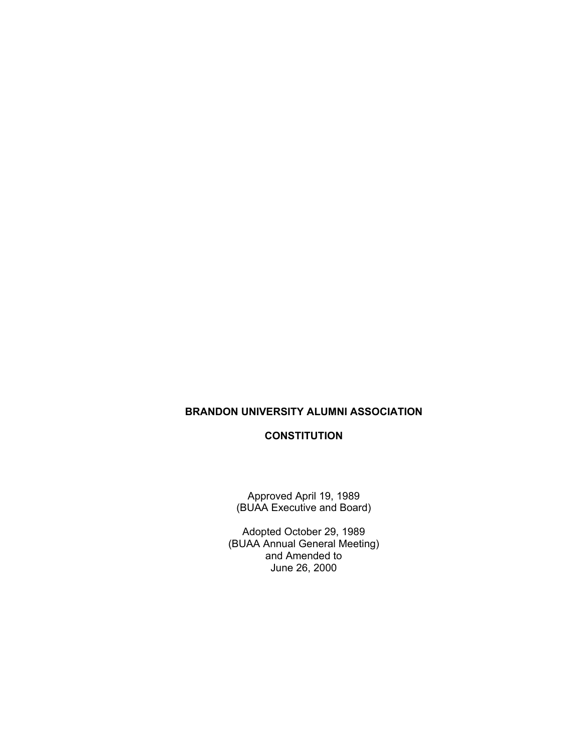# BRANDON UNIVERSITY ALUMNI ASSOCIATION

## CONSTITUTION

Approved April 19, 1989
(BUAA Executive and Board)

Adopted October 29, 1989
(BUAA Annual General Meeting)
and Amended to
June 26, 2000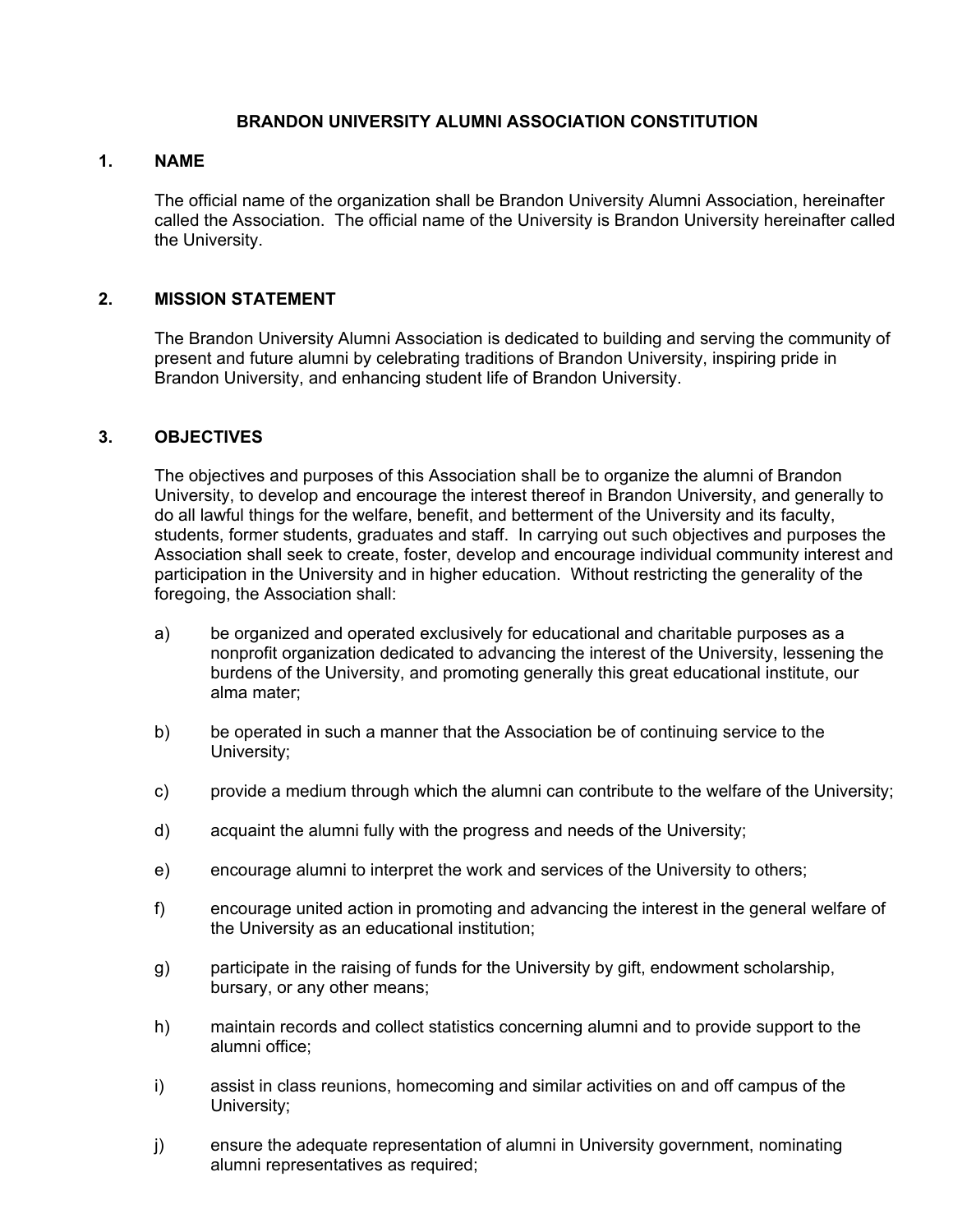# BRANDON UNIVERSITY ALUMNI ASSOCIATION CONSTITUTION

## 1. NAME

The official name of the organization shall be Brandon University Alumni Association, hereinafter called the Association. The official name of the University is Brandon University hereinafter called the University.

## 2. MISSION STATEMENT

The Brandon University Alumni Association is dedicated to building and serving the community of present and future alumni by celebrating traditions of Brandon University, inspiring pride in Brandon University, and enhancing student life of Brandon University.

## 3. OBJECTIVES

The objectives and purposes of this Association shall be to organize the alumni of Brandon University, to develop and encourage the interest thereof in Brandon University, and generally to do all lawful things for the welfare, benefit, and betterment of the University and its faculty, students, former students, graduates and staff. In carrying out such objectives and purposes the Association shall seek to create, foster, develop and encourage individual community interest and participation in the University and in higher education. Without restricting the generality of the foregoing, the Association shall:

a) be organized and operated exclusively for educational and charitable purposes as a nonprofit organization dedicated to advancing the interest of the University, lessening the burdens of the University, and promoting generally this great educational institute, our alma mater;

b) be operated in such a manner that the Association be of continuing service to the University;

c) provide a medium through which the alumni can contribute to the welfare of the University;

d) acquaint the alumni fully with the progress and needs of the University;

e) encourage alumni to interpret the work and services of the University to others;

f) encourage united action in promoting and advancing the interest in the general welfare of the University as an educational institution;

g) participate in the raising of funds for the University by gift, endowment scholarship, bursary, or any other means;

h) maintain records and collect statistics concerning alumni and to provide support to the alumni office;

i) assist in class reunions, homecoming and similar activities on and off campus of the University;

j) ensure the adequate representation of alumni in University government, nominating alumni representatives as required;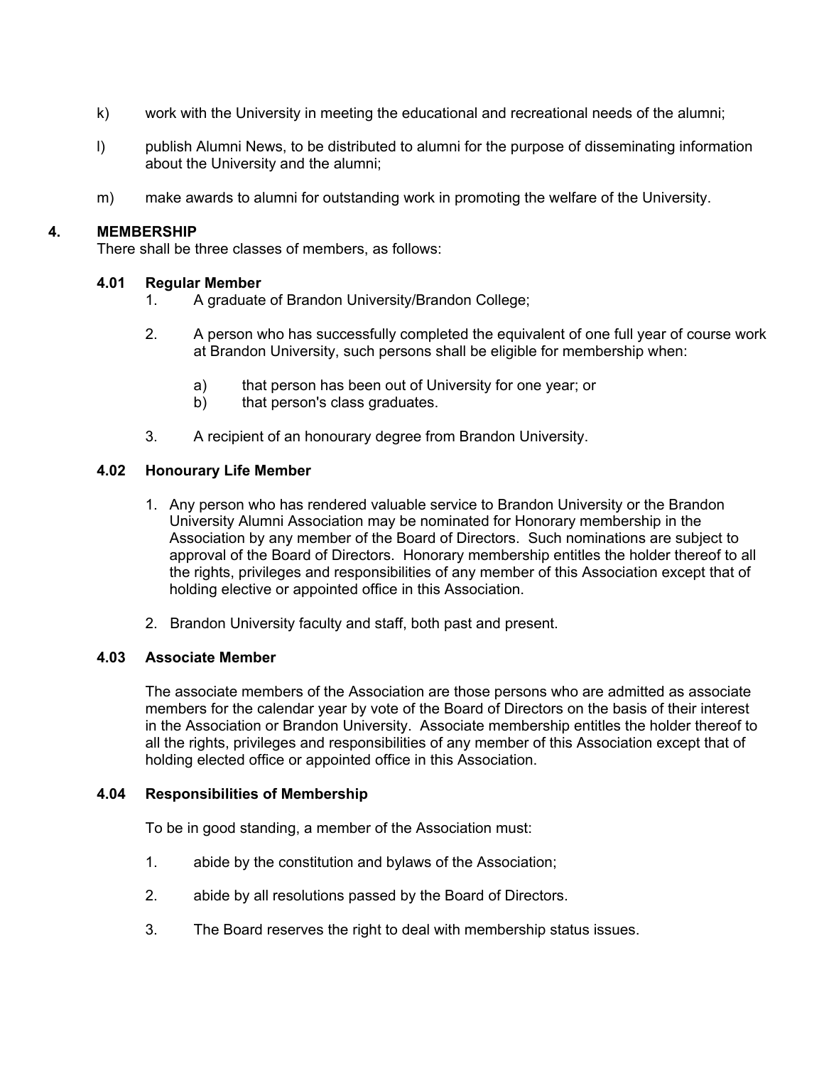k) work with the University in meeting the educational and recreational needs of the alumni;

l) publish Alumni News, to be distributed to alumni for the purpose of disseminating information about the University and the alumni;

m) make awards to alumni for outstanding work in promoting the welfare of the University.

## 4. MEMBERSHIP

There shall be three classes of members, as follows:

### 4.01 Regular Member

1. A graduate of Brandon University/Brandon College;

2. A person who has successfully completed the equivalent of one full year of course work at Brandon University, such persons shall be eligible for membership when:

   a) that person has been out of University for one year; or
   b) that person's class graduates.

3. A recipient of an honourary degree from Brandon University.

### 4.02 Honourary Life Member

1. Any person who has rendered valuable service to Brandon University or the Brandon University Alumni Association may be nominated for Honorary membership in the Association by any member of the Board of Directors. Such nominations are subject to approval of the Board of Directors. Honorary membership entitles the holder thereof to all the rights, privileges and responsibilities of any member of this Association except that of holding elective or appointed office in this Association.

2. Brandon University faculty and staff, both past and present.

### 4.03 Associate Member

The associate members of the Association are those persons who are admitted as associate members for the calendar year by vote of the Board of Directors on the basis of their interest in the Association or Brandon University. Associate membership entitles the holder thereof to all the rights, privileges and responsibilities of any member of this Association except that of holding elected office or appointed office in this Association.

### 4.04 Responsibilities of Membership

To be in good standing, a member of the Association must:

1. abide by the constitution and bylaws of the Association;

2. abide by all resolutions passed by the Board of Directors.

3. The Board reserves the right to deal with membership status issues.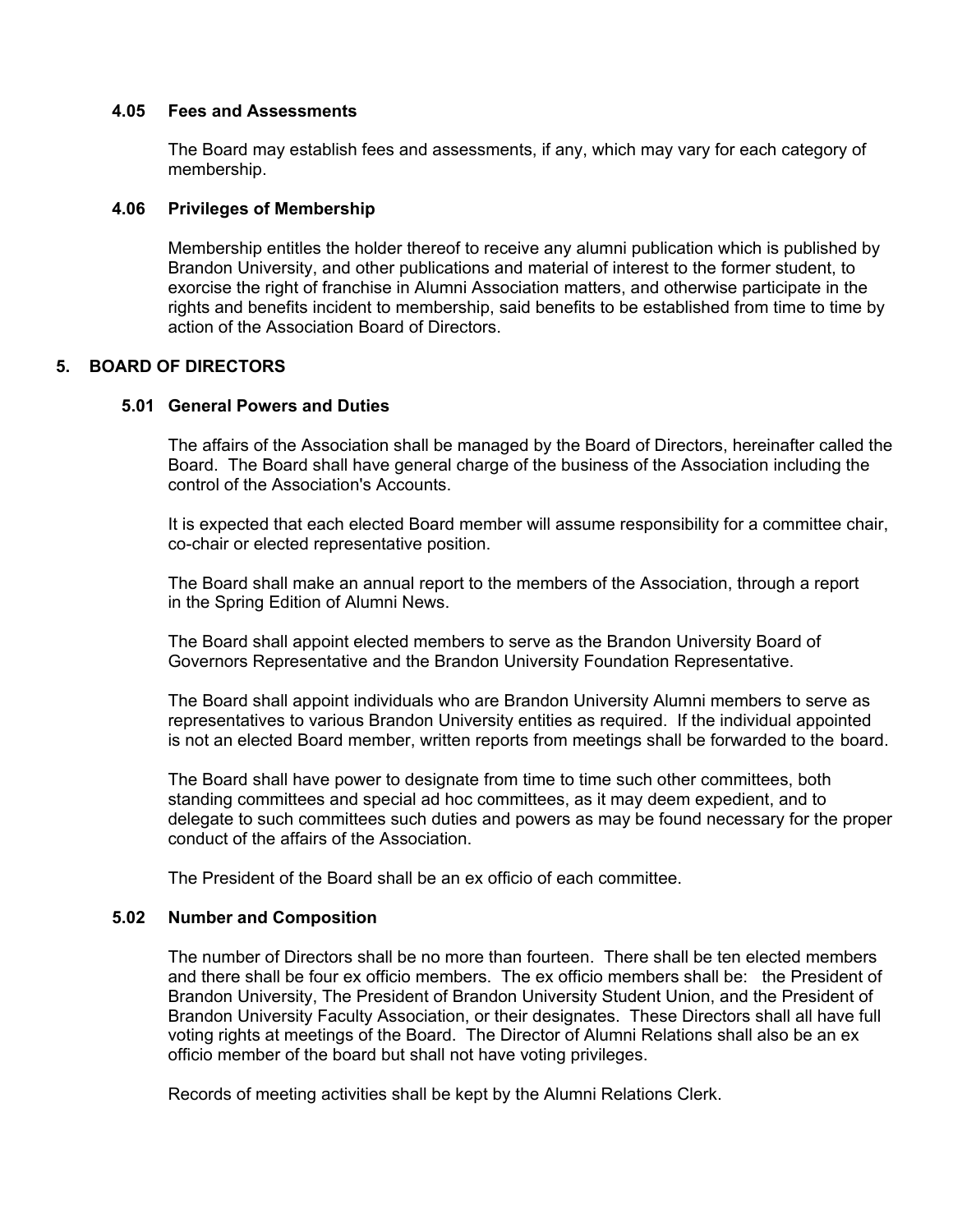### 4.05 Fees and Assessments

The Board may establish fees and assessments, if any, which may vary for each category of membership.

### 4.06 Privileges of Membership

Membership entitles the holder thereof to receive any alumni publication which is published by Brandon University, and other publications and material of interest to the former student, to exorcise the right of franchise in Alumni Association matters, and otherwise participate in the rights and benefits incident to membership, said benefits to be established from time to time by action of the Association Board of Directors.

## 5. BOARD OF DIRECTORS

### 5.01 General Powers and Duties

The affairs of the Association shall be managed by the Board of Directors, hereinafter called the Board. The Board shall have general charge of the business of the Association including the control of the Association's Accounts.

It is expected that each elected Board member will assume responsibility for a committee chair, co-chair or elected representative position.

The Board shall make an annual report to the members of the Association, through a report in the Spring Edition of Alumni News.

The Board shall appoint elected members to serve as the Brandon University Board of Governors Representative and the Brandon University Foundation Representative.

The Board shall appoint individuals who are Brandon University Alumni members to serve as representatives to various Brandon University entities as required. If the individual appointed is not an elected Board member, written reports from meetings shall be forwarded to the board.

The Board shall have power to designate from time to time such other committees, both standing committees and special ad hoc committees, as it may deem expedient, and to delegate to such committees such duties and powers as may be found necessary for the proper conduct of the affairs of the Association.

The President of the Board shall be an ex officio of each committee.

### 5.02 Number and Composition

The number of Directors shall be no more than fourteen. There shall be ten elected members and there shall be four ex officio members. The ex officio members shall be: the President of Brandon University, The President of Brandon University Student Union, and the President of Brandon University Faculty Association, or their designates. These Directors shall all have full voting rights at meetings of the Board. The Director of Alumni Relations shall also be an ex officio member of the board but shall not have voting privileges.

Records of meeting activities shall be kept by the Alumni Relations Clerk.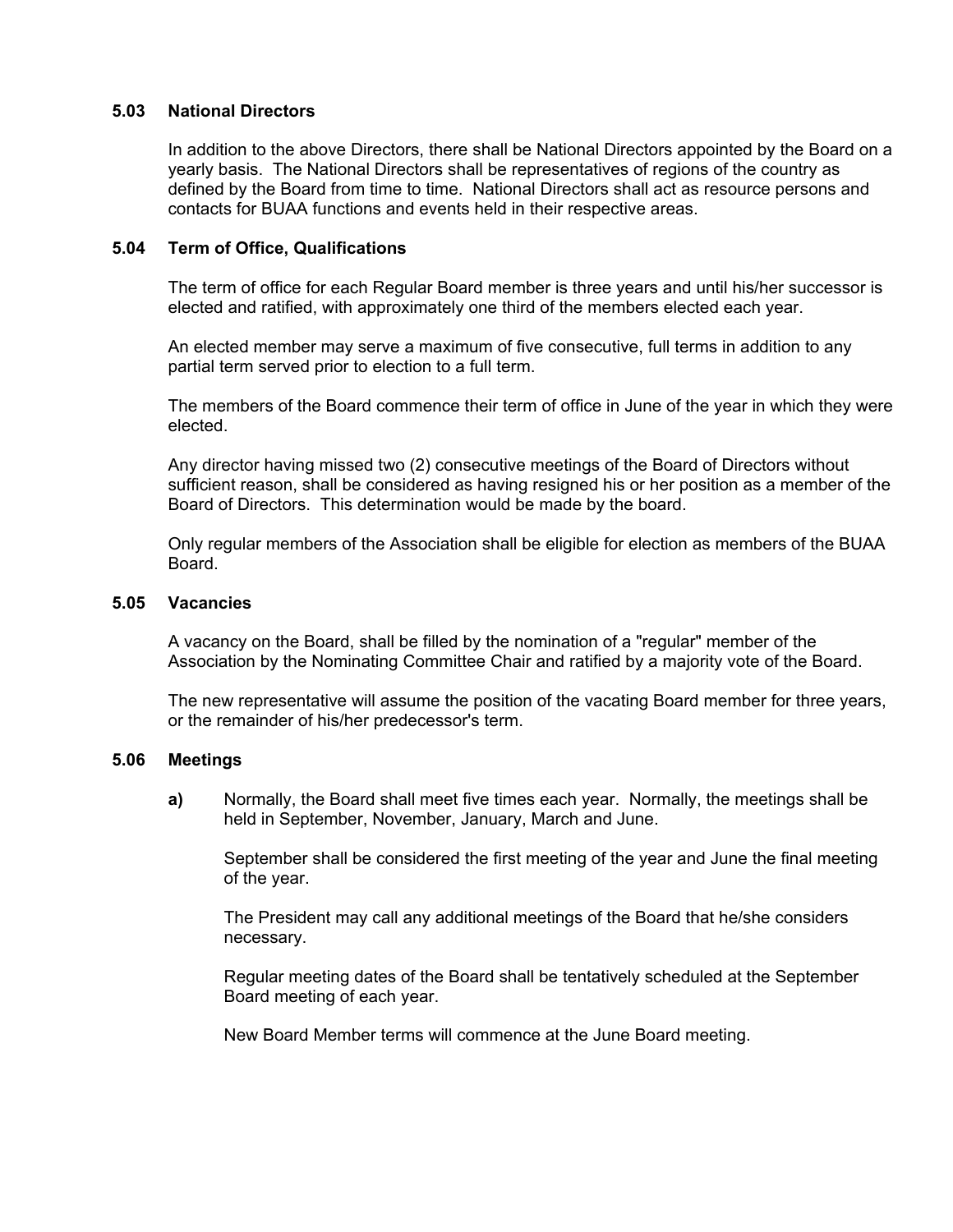### 5.03 National Directors

In addition to the above Directors, there shall be National Directors appointed by the Board on a yearly basis. The National Directors shall be representatives of regions of the country as defined by the Board from time to time. National Directors shall act as resource persons and contacts for BUAA functions and events held in their respective areas.

### 5.04 Term of Office, Qualifications

The term of office for each Regular Board member is three years and until his/her successor is elected and ratified, with approximately one third of the members elected each year.

An elected member may serve a maximum of five consecutive, full terms in addition to any partial term served prior to election to a full term.

The members of the Board commence their term of office in June of the year in which they were elected.

Any director having missed two (2) consecutive meetings of the Board of Directors without sufficient reason, shall be considered as having resigned his or her position as a member of the Board of Directors. This determination would be made by the board.

Only regular members of the Association shall be eligible for election as members of the BUAA Board.

### 5.05 Vacancies

A vacancy on the Board, shall be filled by the nomination of a "regular" member of the Association by the Nominating Committee Chair and ratified by a majority vote of the Board.

The new representative will assume the position of the vacating Board member for three years, or the remainder of his/her predecessor's term.

### 5.06 Meetings

**a)** Normally, the Board shall meet five times each year. Normally, the meetings shall be held in September, November, January, March and June.

September shall be considered the first meeting of the year and June the final meeting of the year.

The President may call any additional meetings of the Board that he/she considers necessary.

Regular meeting dates of the Board shall be tentatively scheduled at the September Board meeting of each year.

New Board Member terms will commence at the June Board meeting.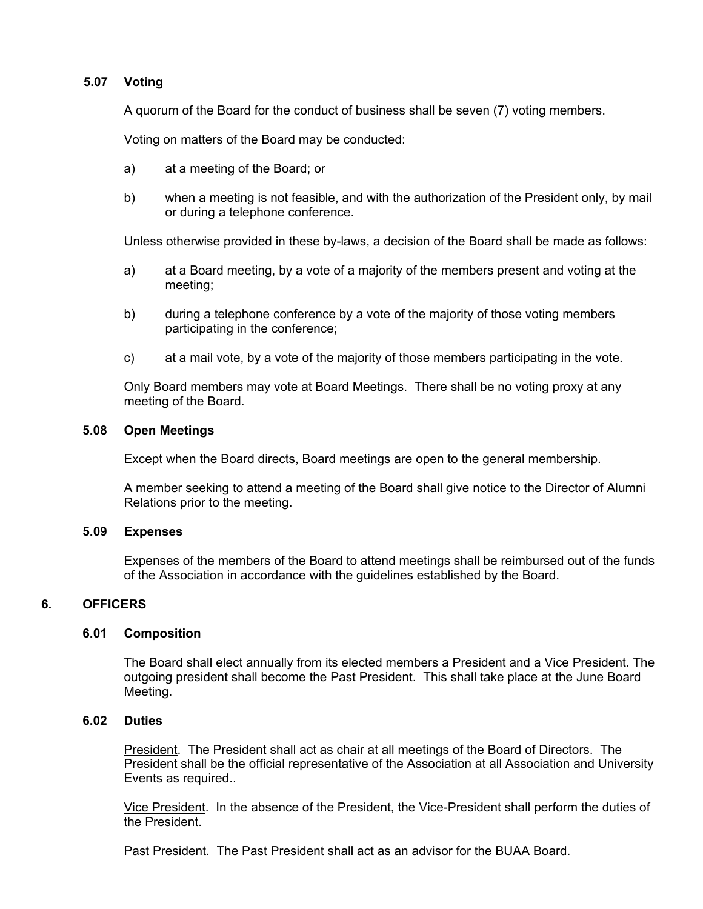### 5.07 Voting

A quorum of the Board for the conduct of business shall be seven (7) voting members.

Voting on matters of the Board may be conducted:

a) at a meeting of the Board; or

b) when a meeting is not feasible, and with the authorization of the President only, by mail or during a telephone conference.

Unless otherwise provided in these by-laws, a decision of the Board shall be made as follows:

a) at a Board meeting, by a vote of a majority of the members present and voting at the meeting;

b) during a telephone conference by a vote of the majority of those voting members participating in the conference;

c) at a mail vote, by a vote of the majority of those members participating in the vote.

Only Board members may vote at Board Meetings. There shall be no voting proxy at any meeting of the Board.

### 5.08 Open Meetings

Except when the Board directs, Board meetings are open to the general membership.

A member seeking to attend a meeting of the Board shall give notice to the Director of Alumni Relations prior to the meeting.

### 5.09 Expenses

Expenses of the members of the Board to attend meetings shall be reimbursed out of the funds of the Association in accordance with the guidelines established by the Board.

## 6. OFFICERS

### 6.01 Composition

The Board shall elect annually from its elected members a President and a Vice President. The outgoing president shall become the Past President. This shall take place at the June Board Meeting.

### 6.02 Duties

President. The President shall act as chair at all meetings of the Board of Directors. The President shall be the official representative of the Association at all Association and University Events as required..

Vice President. In the absence of the President, the Vice-President shall perform the duties of the President.

Past President. The Past President shall act as an advisor for the BUAA Board.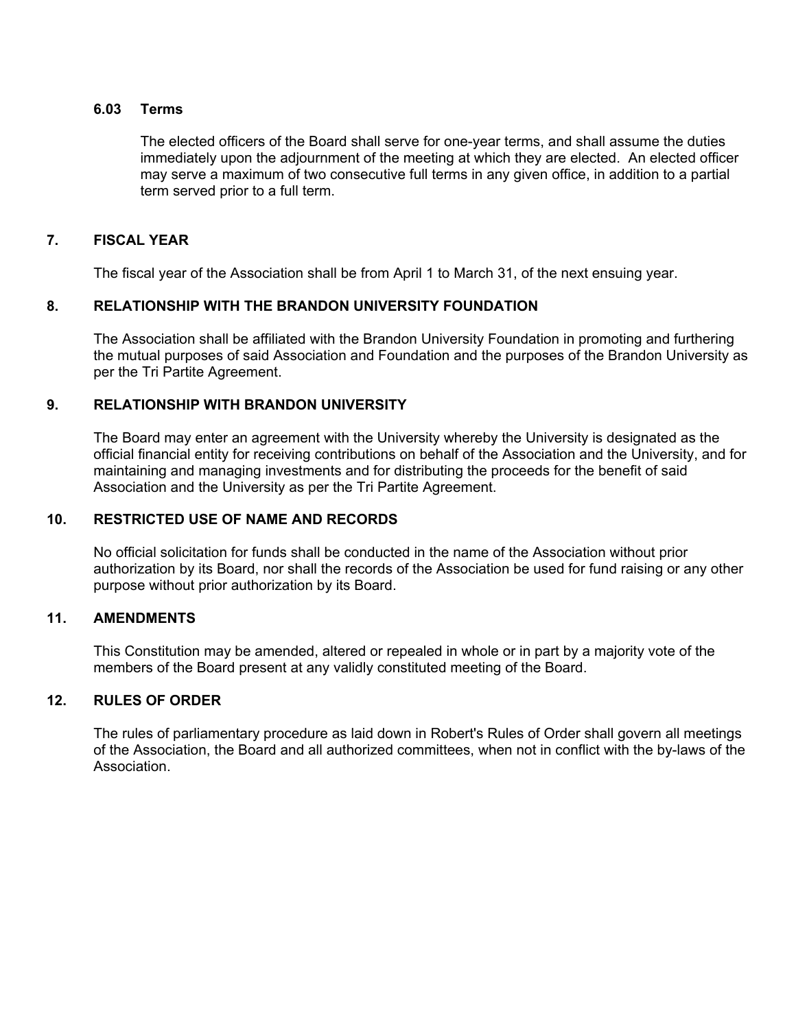#### 6.03 Terms

The elected officers of the Board shall serve for one-year terms, and shall assume the duties immediately upon the adjournment of the meeting at which they are elected. An elected officer may serve a maximum of two consecutive full terms in any given office, in addition to a partial term served prior to a full term.

## 7. FISCAL YEAR

The fiscal year of the Association shall be from April 1 to March 31, of the next ensuing year.

## 8. RELATIONSHIP WITH THE BRANDON UNIVERSITY FOUNDATION

The Association shall be affiliated with the Brandon University Foundation in promoting and furthering the mutual purposes of said Association and Foundation and the purposes of the Brandon University as per the Tri Partite Agreement.

## 9. RELATIONSHIP WITH BRANDON UNIVERSITY

The Board may enter an agreement with the University whereby the University is designated as the official financial entity for receiving contributions on behalf of the Association and the University, and for maintaining and managing investments and for distributing the proceeds for the benefit of said Association and the University as per the Tri Partite Agreement.

## 10. RESTRICTED USE OF NAME AND RECORDS

No official solicitation for funds shall be conducted in the name of the Association without prior authorization by its Board, nor shall the records of the Association be used for fund raising or any other purpose without prior authorization by its Board.

## 11. AMENDMENTS

This Constitution may be amended, altered or repealed in whole or in part by a majority vote of the members of the Board present at any validly constituted meeting of the Board.

## 12. RULES OF ORDER

The rules of parliamentary procedure as laid down in Robert's Rules of Order shall govern all meetings of the Association, the Board and all authorized committees, when not in conflict with the by-laws of the Association.